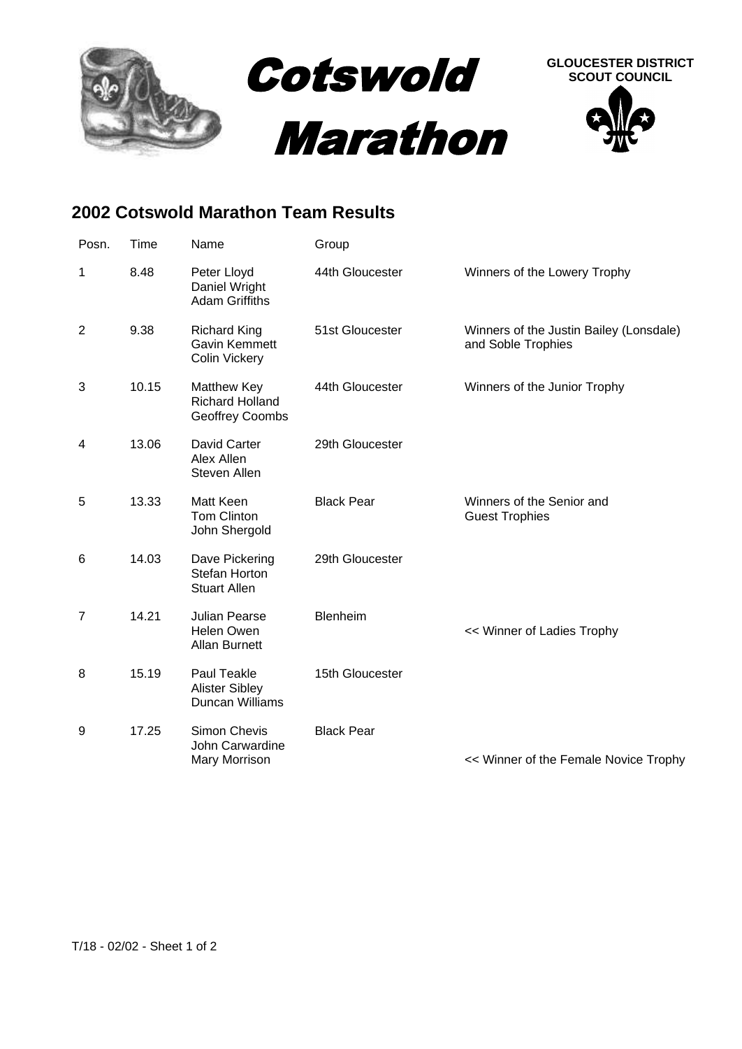# Cotswold Marathon

**GLOUCESTER DISTRICT SCOUT COUNCIL**

## 2002 Cotswold Marathon Team Results

| Posn. | Time | Name | Group | |
|---|---|---|---|---|
| 1 | 8.48 | Peter Lloyd<br>Daniel Wright<br>Adam Griffiths | 44th Gloucester | Winners of the Lowery Trophy |
| 2 | 9.38 | Richard King<br>Gavin Kemmett<br>Colin Vickery | 51st Gloucester | Winners of the Justin Bailey (Lonsdale) and Soble Trophies |
| 3 | 10.15 | Matthew Key<br>Richard Holland<br>Geoffrey Coombs | 44th Gloucester | Winners of the Junior Trophy |
| 4 | 13.06 | David Carter<br>Alex Allen<br>Steven Allen | 29th Gloucester | |
| 5 | 13.33 | Matt Keen<br>Tom Clinton<br>John Shergold | Black Pear | Winners of the Senior and Guest Trophies |
| 6 | 14.03 | Dave Pickering<br>Stefan Horton<br>Stuart Allen | 29th Gloucester | |
| 7 | 14.21 | Julian Pearse<br>Helen Owen<br>Allan Burnett | Blenheim | << Winner of Ladies Trophy |
| 8 | 15.19 | Paul Teakle<br>Alister Sibley<br>Duncan Williams | 15th Gloucester | |
| 9 | 17.25 | Simon Chevis<br>John Carwardine<br>Mary Morrison | Black Pear | << Winner of the Female Novice Trophy |

T/18 - 02/02 - Sheet 1 of 2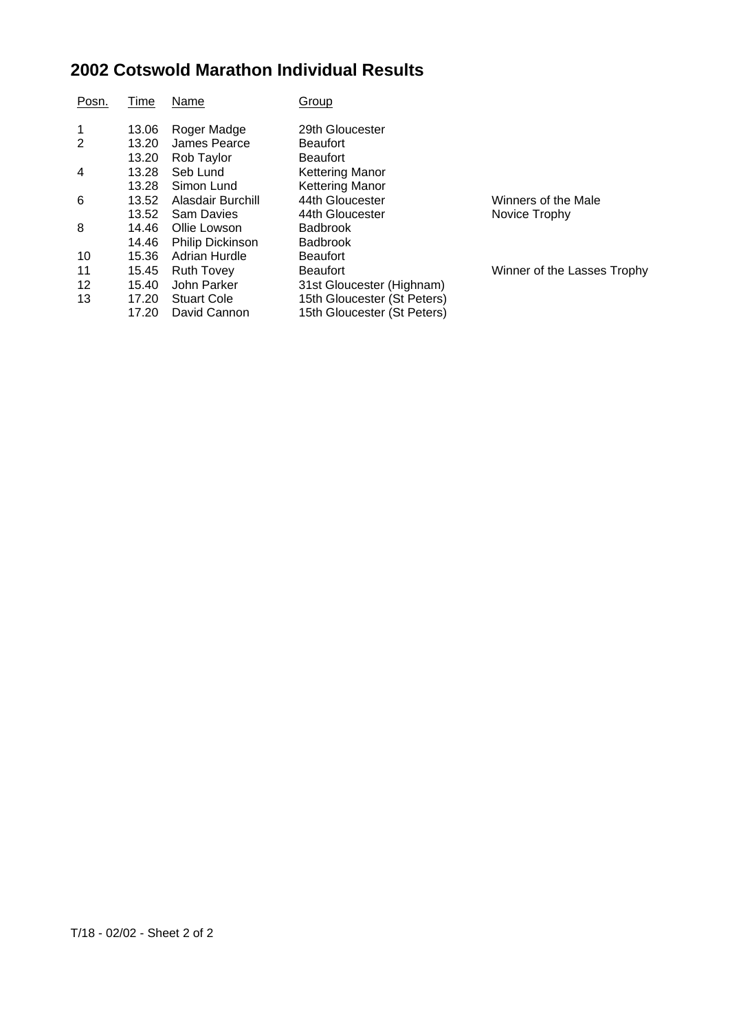# 2002 Cotswold Marathon Individual Results

| Posn. | Time | Name | Group | |
|---|---|---|---|---|
| 1 | 13.06 | Roger Madge | 29th Gloucester | |
| 2 | 13.20 | James Pearce | Beaufort | |
| | 13.20 | Rob Taylor | Beaufort | |
| 4 | 13.28 | Seb Lund | Kettering Manor | |
| | 13.28 | Simon Lund | Kettering Manor | |
| 6 | 13.52 | Alasdair Burchill | 44th Gloucester | Winners of the Male |
| | 13.52 | Sam Davies | 44th Gloucester | Novice Trophy |
| 8 | 14.46 | Ollie Lowson | Badbrook | |
| | 14.46 | Philip Dickinson | Badbrook | |
| 10 | 15.36 | Adrian Hurdle | Beaufort | |
| 11 | 15.45 | Ruth Tovey | Beaufort | Winner of the Lasses Trophy |
| 12 | 15.40 | John Parker | 31st Gloucester (Highnam) | |
| 13 | 17.20 | Stuart Cole | 15th Gloucester (St Peters) | |
| | 17.20 | David Cannon | 15th Gloucester (St Peters) | |

T/18 - 02/02 - Sheet 2 of 2